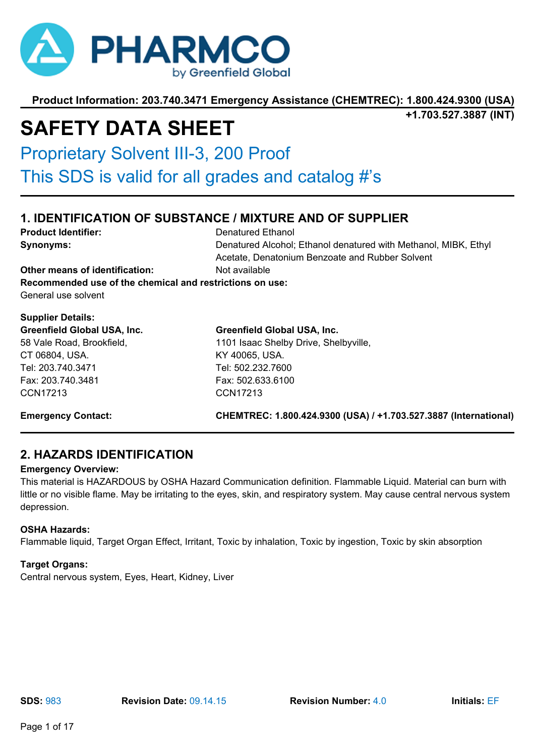PHARMCO by Greenfield Global

**Product Information: 203.740.3471 Emergency Assistance (CHEMTREC): 1.800.424.9300 (USA) +1.703.527.3887 (INT)**

# SAFETY DATA SHEET

## Proprietary Solvent III-3, 200 Proof

## This SDS is valid for all grades and catalog #'s

## 1. IDENTIFICATION OF SUBSTANCE / MIXTURE AND OF SUPPLIER

**Product Identifier:** Denatured Ethanol

**Synonyms:** Denatured Alcohol; Ethanol denatured with Methanol, MIBK, Ethyl Acetate, Denatonium Benzoate and Rubber Solvent

**Other means of identification:** Not available

**Recommended use of the chemical and restrictions on use:**

General use solvent

**Supplier Details:**

**Greenfield Global USA, Inc.**
58 Vale Road, Brookfield,
CT 06804, USA.
Tel: 203.740.3471
Fax: 203.740.3481
CCN17213

**Greenfield Global USA, Inc.**
1101 Isaac Shelby Drive, Shelbyville,
KY 40065, USA.
Tel: 502.232.7600
Fax: 502.633.6100
CCN17213

**Emergency Contact:** **CHEMTREC: 1.800.424.9300 (USA) / +1.703.527.3887 (International)**

## 2. HAZARDS IDENTIFICATION

**Emergency Overview:**

This material is HAZARDOUS by OSHA Hazard Communication definition. Flammable Liquid. Material can burn with little or no visible flame. May be irritating to the eyes, skin, and respiratory system. May cause central nervous system depression.

**OSHA Hazards:**

Flammable liquid, Target Organ Effect, Irritant, Toxic by inhalation, Toxic by ingestion, Toxic by skin absorption

**Target Organs:**

Central nervous system, Eyes, Heart, Kidney, Liver

**SDS:** 983 **Revision Date:** 09.14.15 **Revision Number:** 4.0 **Initials:** EF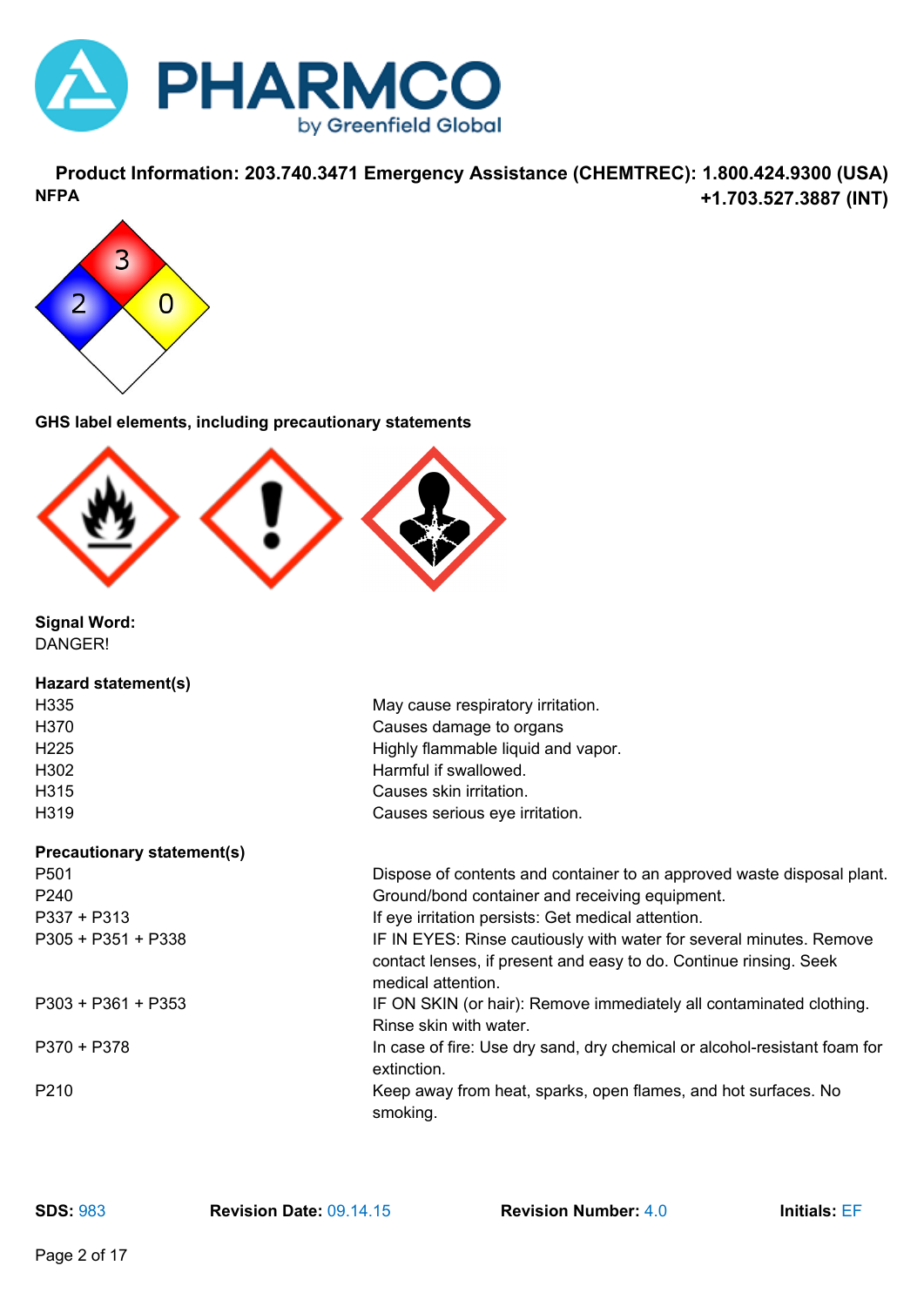**Product Information: 203.740.3471 Emergency Assistance (CHEMTREC): 1.800.424.9300 (USA) +1.703.527.3887 (INT)**

**NFPA**

3

2 0

**GHS label elements, including precautionary statements**

**Signal Word:**
DANGER!

**Hazard statement(s)**

| | |
|---|---|
| H335 | May cause respiratory irritation. |
| H370 | Causes damage to organs |
| H225 | Highly flammable liquid and vapor. |
| H302 | Harmful if swallowed. |
| H315 | Causes skin irritation. |
| H319 | Causes serious eye irritation. |

**Precautionary statement(s)**

| | |
|---|---|
| P501 | Dispose of contents and container to an approved waste disposal plant. |
| P240 | Ground/bond container and receiving equipment. |
| P337 + P313 | If eye irritation persists: Get medical attention. |
| P305 + P351 + P338 | IF IN EYES: Rinse cautiously with water for several minutes. Remove contact lenses, if present and easy to do. Continue rinsing. Seek medical attention. |
| P303 + P361 + P353 | IF ON SKIN (or hair): Remove immediately all contaminated clothing. Rinse skin with water. |
| P370 + P378 | In case of fire: Use dry sand, dry chemical or alcohol-resistant foam for extinction. |
| P210 | Keep away from heat, sparks, open flames, and hot surfaces. No smoking. |

**SDS:** 983 **Revision Date:** 09.14.15 **Revision Number:** 4.0 **Initials:** EF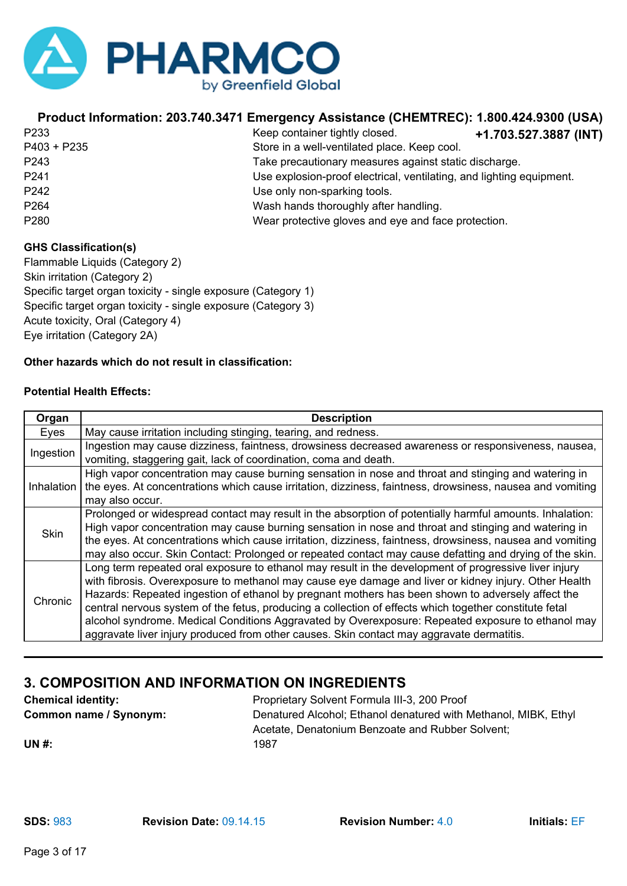**Product Information: 203.740.3471 Emergency Assistance (CHEMTREC): 1.800.424.9300 (USA) +1.703.527.3887 (INT)**

| | |
|---|---|
| P233 | Keep container tightly closed. |
| P403 + P235 | Store in a well-ventilated place. Keep cool. |
| P243 | Take precautionary measures against static discharge. |
| P241 | Use explosion-proof electrical, ventilating, and lighting equipment. |
| P242 | Use only non-sparking tools. |
| P264 | Wash hands thoroughly after handling. |
| P280 | Wear protective gloves and eye and face protection. |

**GHS Classification(s)**

Flammable Liquids (Category 2)
Skin irritation (Category 2)
Specific target organ toxicity - single exposure (Category 1)
Specific target organ toxicity - single exposure (Category 3)
Acute toxicity, Oral (Category 4)
Eye irritation (Category 2A)

**Other hazards which do not result in classification:**

**Potential Health Effects:**

| Organ | Description |
|---|---|
| Eyes | May cause irritation including stinging, tearing, and redness. |
| Ingestion | Ingestion may cause dizziness, faintness, drowsiness decreased awareness or responsiveness, nausea, vomiting, staggering gait, lack of coordination, coma and death. |
| Inhalation | High vapor concentration may cause burning sensation in nose and throat and stinging and watering in the eyes. At concentrations which cause irritation, dizziness, faintness, drowsiness, nausea and vomiting may also occur. |
| Skin | Prolonged or widespread contact may result in the absorption of potentially harmful amounts. Inhalation: High vapor concentration may cause burning sensation in nose and throat and stinging and watering in the eyes. At concentrations which cause irritation, dizziness, faintness, drowsiness, nausea and vomiting may also occur. Skin Contact: Prolonged or repeated contact may cause defatting and drying of the skin. |
| Chronic | Long term repeated oral exposure to ethanol may result in the development of progressive liver injury with fibrosis. Overexposure to methanol may cause eye damage and liver or kidney injury. Other Health Hazards: Repeated ingestion of ethanol by pregnant mothers has been shown to adversely affect the central nervous system of the fetus, producing a collection of effects which together constitute fetal alcohol syndrome. Medical Conditions Aggravated by Overexposure: Repeated exposure to ethanol may aggravate liver injury produced from other causes. Skin contact may aggravate dermatitis. |

## 3. COMPOSITION AND INFORMATION ON INGREDIENTS

**Chemical identity:** Proprietary Solvent Formula III-3, 200 Proof

**Common name / Synonym:** Denatured Alcohol; Ethanol denatured with Methanol, MIBK, Ethyl Acetate, Denatonium Benzoate and Rubber Solvent;

**UN #:** 1987

**SDS:** 983 **Revision Date:** 09.14.15 **Revision Number:** 4.0 **Initials:** EF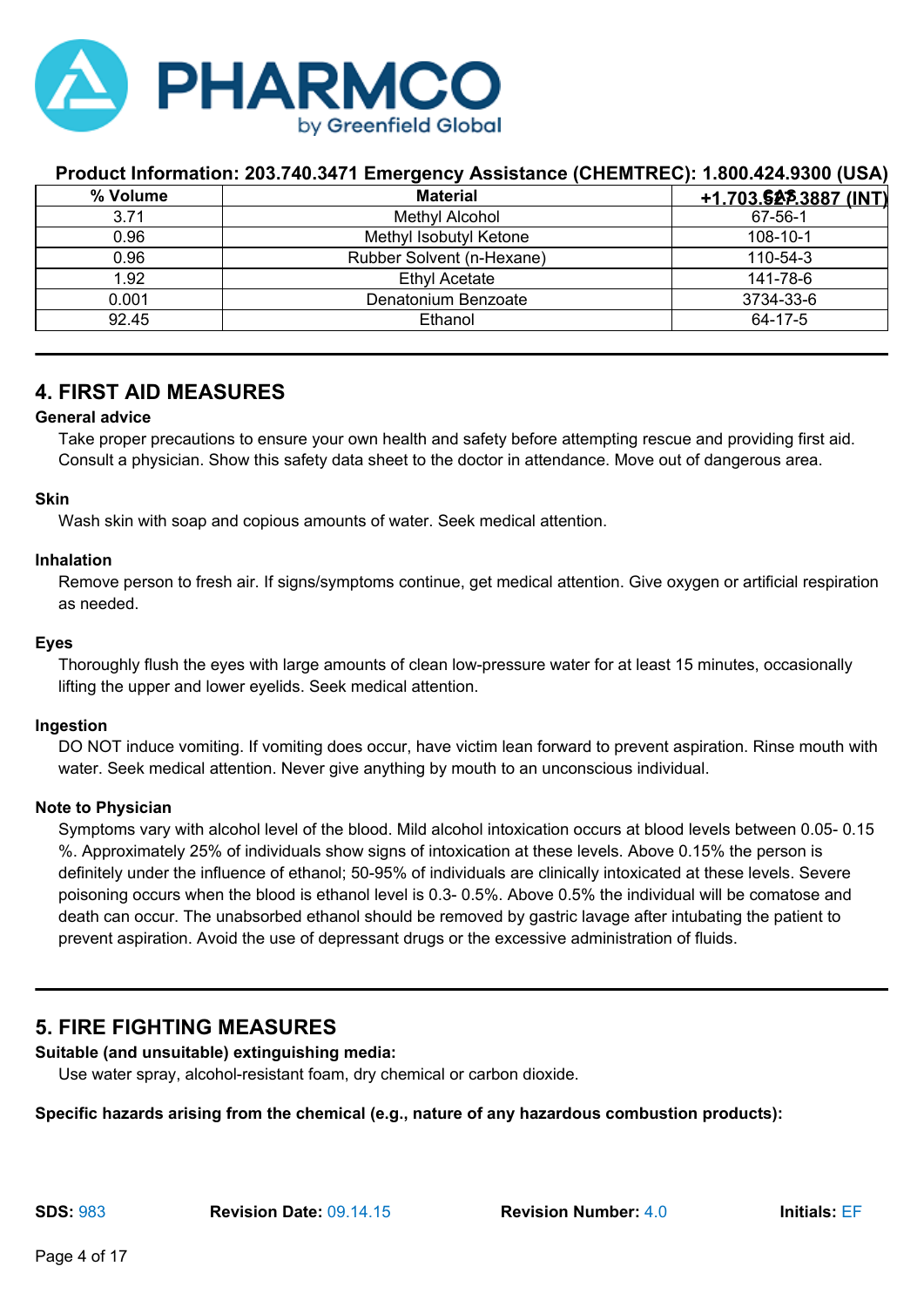**Product Information: 203.740.3471 Emergency Assistance (CHEMTREC): 1.800.424.9300 (USA) +1.703.527.3887 (INT)**

| % Volume | Material | CAS |
|---|---|---|
| 3.71 | Methyl Alcohol | 67-56-1 |
| 0.96 | Methyl Isobutyl Ketone | 108-10-1 |
| 0.96 | Rubber Solvent (n-Hexane) | 110-54-3 |
| 1.92 | Ethyl Acetate | 141-78-6 |
| 0.001 | Denatonium Benzoate | 3734-33-6 |
| 92.45 | Ethanol | 64-17-5 |

## 4. FIRST AID MEASURES

**General advice**

Take proper precautions to ensure your own health and safety before attempting rescue and providing first aid. Consult a physician. Show this safety data sheet to the doctor in attendance. Move out of dangerous area.

**Skin**

Wash skin with soap and copious amounts of water. Seek medical attention.

**Inhalation**

Remove person to fresh air. If signs/symptoms continue, get medical attention. Give oxygen or artificial respiration as needed.

**Eyes**

Thoroughly flush the eyes with large amounts of clean low-pressure water for at least 15 minutes, occasionally lifting the upper and lower eyelids. Seek medical attention.

**Ingestion**

DO NOT induce vomiting. If vomiting does occur, have victim lean forward to prevent aspiration. Rinse mouth with water. Seek medical attention. Never give anything by mouth to an unconscious individual.

**Note to Physician**

Symptoms vary with alcohol level of the blood. Mild alcohol intoxication occurs at blood levels between 0.05- 0.15 %. Approximately 25% of individuals show signs of intoxication at these levels. Above 0.15% the person is definitely under the influence of ethanol; 50-95% of individuals are clinically intoxicated at these levels. Severe poisoning occurs when the blood is ethanol level is 0.3- 0.5%. Above 0.5% the individual will be comatose and death can occur. The unabsorbed ethanol should be removed by gastric lavage after intubating the patient to prevent aspiration. Avoid the use of depressant drugs or the excessive administration of fluids.

## 5. FIRE FIGHTING MEASURES

**Suitable (and unsuitable) extinguishing media:**

Use water spray, alcohol-resistant foam, dry chemical or carbon dioxide.

**Specific hazards arising from the chemical (e.g., nature of any hazardous combustion products):**

**SDS:** 983 **Revision Date:** 09.14.15 **Revision Number:** 4.0 **Initials:** EF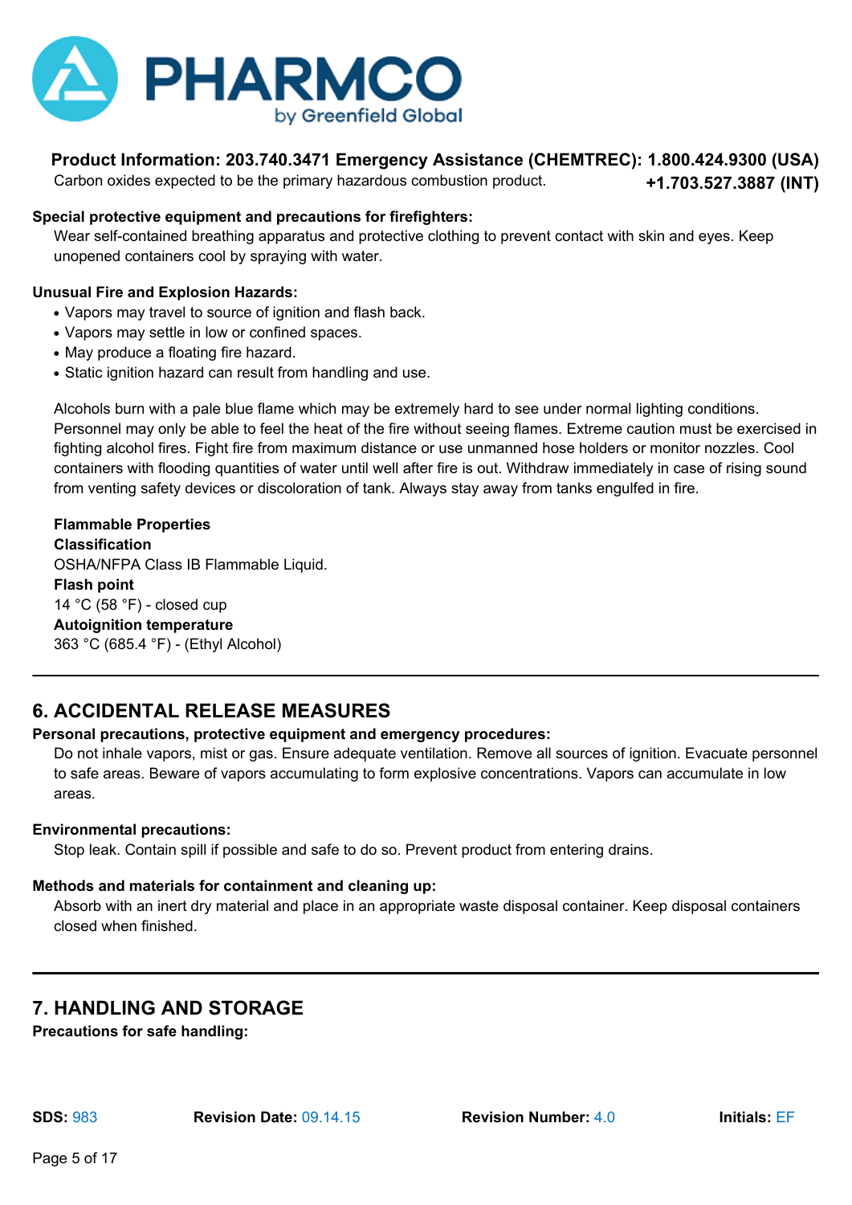Carbon oxides expected to be the primary hazardous combustion product.

**Special protective equipment and precautions for firefighters:**

Wear self-contained breathing apparatus and protective clothing to prevent contact with skin and eyes. Keep unopened containers cool by spraying with water.

**Unusual Fire and Explosion Hazards:**

- Vapors may travel to source of ignition and flash back.
- Vapors may settle in low or confined spaces.
- May produce a floating fire hazard.
- Static ignition hazard can result from handling and use.

Alcohols burn with a pale blue flame which may be extremely hard to see under normal lighting conditions. Personnel may only be able to feel the heat of the fire without seeing flames. Extreme caution must be exercised in fighting alcohol fires. Fight fire from maximum distance or use unmanned hose holders or monitor nozzles. Cool containers with flooding quantities of water until well after fire is out. Withdraw immediately in case of rising sound from venting safety devices or discoloration of tank. Always stay away from tanks engulfed in fire.

**Flammable Properties**

**Classification**

OSHA/NFPA Class IB Flammable Liquid.

**Flash point**

14 °C (58 °F) - closed cup

**Autoignition temperature**

363 °C (685.4 °F) - (Ethyl Alcohol)

## 6. ACCIDENTAL RELEASE MEASURES

**Personal precautions, protective equipment and emergency procedures:**

Do not inhale vapors, mist or gas. Ensure adequate ventilation. Remove all sources of ignition. Evacuate personnel to safe areas. Beware of vapors accumulating to form explosive concentrations. Vapors can accumulate in low areas.

**Environmental precautions:**

Stop leak. Contain spill if possible and safe to do so. Prevent product from entering drains.

**Methods and materials for containment and cleaning up:**

Absorb with an inert dry material and place in an appropriate waste disposal container. Keep disposal containers closed when finished.

## 7. HANDLING AND STORAGE

**Precautions for safe handling:**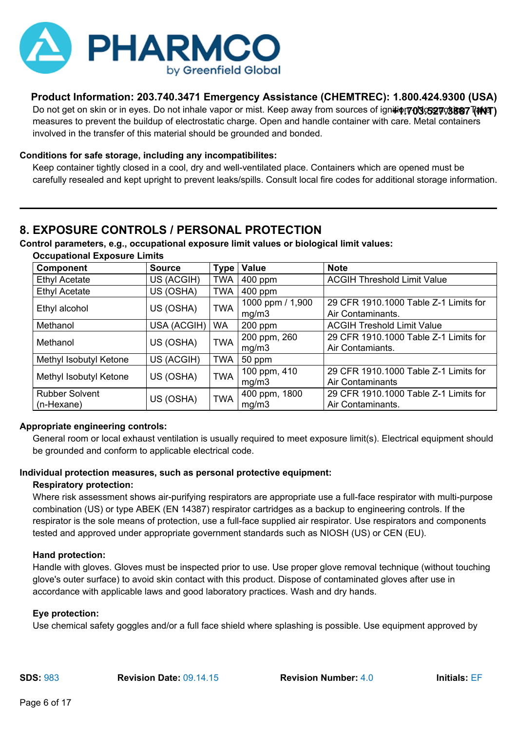Do not get on skin or in eyes. Do not inhale vapor or mist. Keep away from sources of ignition - No smoking. Take measures to prevent the buildup of electrostatic charge. Open and handle container with care. Metal containers involved in the transfer of this material should be grounded and bonded.

**Conditions for safe storage, including any incompatibilites:**

Keep container tightly closed in a cool, dry and well-ventilated place. Containers which are opened must be carefully resealed and kept upright to prevent leaks/spills. Consult local fire codes for additional storage information.

## 8. EXPOSURE CONTROLS / PERSONAL PROTECTION

**Control parameters, e.g., occupational exposure limit values or biological limit values:**

**Occupational Exposure Limits**

| Component | Source | Type | Value | Note |
|---|---|---|---|---|
| Ethyl Acetate | US (ACGIH) | TWA | 400 ppm | ACGIH Threshold Limit Value |
| Ethyl Acetate | US (OSHA) | TWA | 400 ppm | |
| Ethyl alcohol | US (OSHA) | TWA | 1000 ppm / 1,900 mg/m3 | 29 CFR 1910.1000 Table Z-1 Limits for Air Contaminants. |
| Methanol | USA (ACGIH) | WA | 200 ppm | ACGIH Treshold Limit Value |
| Methanol | US (OSHA) | TWA | 200 ppm, 260 mg/m3 | 29 CFR 1910.1000 Table Z-1 Limits for Air Contamiants. |
| Methyl Isobutyl Ketone | US (ACGIH) | TWA | 50 ppm | |
| Methyl Isobutyl Ketone | US (OSHA) | TWA | 100 ppm, 410 mg/m3 | 29 CFR 1910.1000 Table Z-1 Limits for Air Contaminants |
| Rubber Solvent (n-Hexane) | US (OSHA) | TWA | 400 ppm, 1800 mg/m3 | 29 CFR 1910.1000 Table Z-1 Limits for Air Contaminants. |

**Appropriate engineering controls:**

General room or local exhaust ventilation is usually required to meet exposure limit(s). Electrical equipment should be grounded and conform to applicable electrical code.

**Individual protection measures, such as personal protective equipment:**

**Respiratory protection:**

Where risk assessment shows air-purifying respirators are appropriate use a full-face respirator with multi-purpose combination (US) or type ABEK (EN 14387) respirator cartridges as a backup to engineering controls. If the respirator is the sole means of protection, use a full-face supplied air respirator. Use respirators and components tested and approved under appropriate government standards such as NIOSH (US) or CEN (EU).

**Hand protection:**

Handle with gloves. Gloves must be inspected prior to use. Use proper glove removal technique (without touching glove's outer surface) to avoid skin contact with this product. Dispose of contaminated gloves after use in accordance with applicable laws and good laboratory practices. Wash and dry hands.

**Eye protection:**

Use chemical safety goggles and/or a full face shield where splashing is possible. Use equipment approved by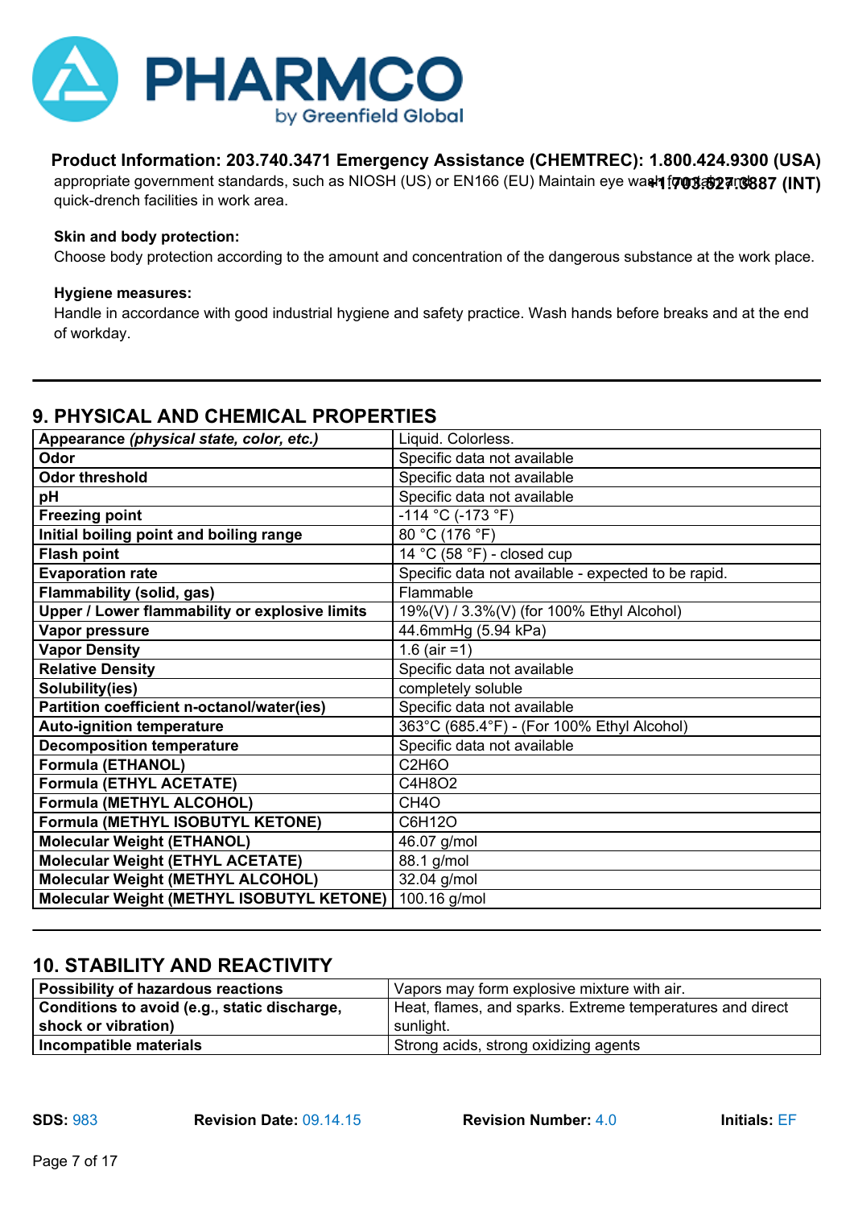**Product Information: 203.740.3471 Emergency Assistance (CHEMTREC): 1.800.424.9300 (USA) +1.703.527.3887 (INT)**

appropriate government standards, such as NIOSH (US) or EN166 (EU) Maintain eye wash fountain and quick-drench facilities in work area.

**Skin and body protection:**
Choose body protection according to the amount and concentration of the dangerous substance at the work place.

**Hygiene measures:**
Handle in accordance with good industrial hygiene and safety practice. Wash hands before breaks and at the end of workday.

## 9. PHYSICAL AND CHEMICAL PROPERTIES

| **Appearance *(physical state, color, etc.)*** | Liquid. Colorless. |
|---|---|
| **Odor** | Specific data not available |
| **Odor threshold** | Specific data not available |
| **pH** | Specific data not available |
| **Freezing point** | -114 °C (-173 °F) |
| **Initial boiling point and boiling range** | 80 °C (176 °F) |
| **Flash point** | 14 °C (58 °F) - closed cup |
| **Evaporation rate** | Specific data not available - expected to be rapid. |
| **Flammability (solid, gas)** | Flammable |
| **Upper / Lower flammability or explosive limits** | 19%(V) / 3.3%(V) (for 100% Ethyl Alcohol) |
| **Vapor pressure** | 44.6mmHg (5.94 kPa) |
| **Vapor Density** | 1.6 (air =1) |
| **Relative Density** | Specific data not available |
| **Solubility(ies)** | completely soluble |
| **Partition coefficient n-octanol/water(ies)** | Specific data not available |
| **Auto-ignition temperature** | 363°C (685.4°F) - (For 100% Ethyl Alcohol) |
| **Decomposition temperature** | Specific data not available |
| **Formula (ETHANOL)** | $C_2H_6O$ |
| **Formula (ETHYL ACETATE)** | $C_4H_8O_2$ |
| **Formula (METHYL ALCOHOL)** | $CH_4O$ |
| **Formula (METHYL ISOBUTYL KETONE)** | $C_6H_{12}O$ |
| **Molecular Weight (ETHANOL)** | 46.07 g/mol |
| **Molecular Weight (ETHYL ACETATE)** | 88.1 g/mol |
| **Molecular Weight (METHYL ALCOHOL)** | 32.04 g/mol |
| **Molecular Weight (METHYL ISOBUTYL KETONE)** | 100.16 g/mol |

## 10. STABILITY AND REACTIVITY

| **Possibility of hazardous reactions** | Vapors may form explosive mixture with air. |
|---|---|
| **Conditions to avoid (e.g., static discharge, shock or vibration)** | Heat, flames, and sparks. Extreme temperatures and direct sunlight. |
| **Incompatible materials** | Strong acids, strong oxidizing agents |

**SDS:** 983 **Revision Date:** 09.14.15 **Revision Number:** 4.0 **Initials:** EF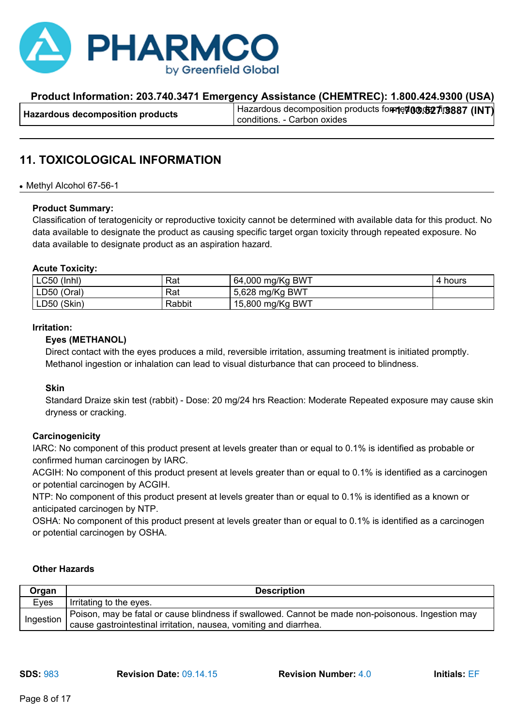| Hazardous decomposition products | Hazardous decomposition products formed under fire conditions. - Carbon oxides |
| --- | --- |

## 11. TOXICOLOGICAL INFORMATION

- Methyl Alcohol 67-56-1

**Product Summary:**

Classification of teratogenicity or reproductive toxicity cannot be determined with available data for this product. No data available to designate the product as causing specific target organ toxicity through repeated exposure. No data available to designate product as an aspiration hazard.

**Acute Toxicity:**

| | | | |
| --- | --- | --- | --- |
| LC50 (Inhl) | Rat | 64,000 mg/Kg BWT | 4 hours |
| LD50 (Oral) | Rat | 5,628 mg/Kg BWT | |
| LD50 (Skin) | Rabbit | 15,800 mg/Kg BWT | |

**Irritation:**

**Eyes (METHANOL)**

Direct contact with the eyes produces a mild, reversible irritation, assuming treatment is initiated promptly. Methanol ingestion or inhalation can lead to visual disturbance that can proceed to blindness.

**Skin**

Standard Draize skin test (rabbit) - Dose: 20 mg/24 hrs Reaction: Moderate Repeated exposure may cause skin dryness or cracking.

**Carcinogenicity**

IARC: No component of this product present at levels greater than or equal to 0.1% is identified as probable or confirmed human carcinogen by IARC.
ACGIH: No component of this product present at levels greater than or equal to 0.1% is identified as a carcinogen or potential carcinogen by ACGIH.
NTP: No component of this product present at levels greater than or equal to 0.1% is identified as a known or anticipated carcinogen by NTP.
OSHA: No component of this product present at levels greater than or equal to 0.1% is identified as a carcinogen or potential carcinogen by OSHA.

**Other Hazards**

| Organ | Description |
| --- | --- |
| Eyes | Irritating to the eyes. |
| Ingestion | Poison, may be fatal or cause blindness if swallowed. Cannot be made non-poisonous. Ingestion may cause gastrointestinal irritation, nausea, vomiting and diarrhea. |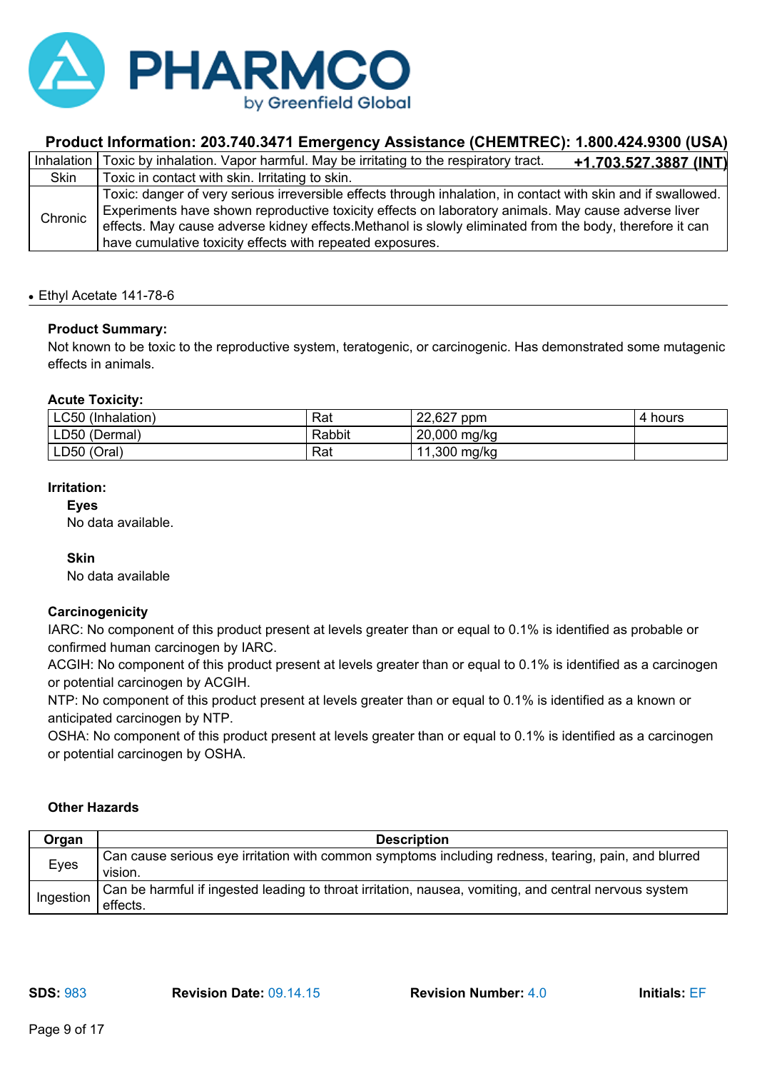| Inhalation | Toxic by inhalation. Vapor harmful. May be irritating to the respiratory tract. |
|---|---|
| Skin | Toxic in contact with skin. Irritating to skin. |
| Chronic | Toxic: danger of very serious irreversible effects through inhalation, in contact with skin and if swallowed. Experiments have shown reproductive toxicity effects on laboratory animals. May cause adverse liver effects. May cause adverse kidney effects.Methanol is slowly eliminated from the body, therefore it can have cumulative toxicity effects with repeated exposures. |

- Ethyl Acetate 141-78-6

**Product Summary:**

Not known to be toxic to the reproductive system, teratogenic, or carcinogenic. Has demonstrated some mutagenic effects in animals.

**Acute Toxicity:**

| LC50 (Inhalation) | Rat | 22,627 ppm | 4 hours |
|---|---|---|---|
| LD50 (Dermal) | Rabbit | 20,000 mg/kg | |
| LD50 (Oral) | Rat | 11,300 mg/kg | |

**Irritation:**

**Eyes**

No data available.

**Skin**

No data available

**Carcinogenicity**

IARC: No component of this product present at levels greater than or equal to 0.1% is identified as probable or confirmed human carcinogen by IARC.
ACGIH: No component of this product present at levels greater than or equal to 0.1% is identified as a carcinogen or potential carcinogen by ACGIH.
NTP: No component of this product present at levels greater than or equal to 0.1% is identified as a known or anticipated carcinogen by NTP.
OSHA: No component of this product present at levels greater than or equal to 0.1% is identified as a carcinogen or potential carcinogen by OSHA.

**Other Hazards**

| Organ | Description |
|---|---|
| Eyes | Can cause serious eye irritation with common symptoms including redness, tearing, pain, and blurred vision. |
| Ingestion | Can be harmful if ingested leading to throat irritation, nausea, vomiting, and central nervous system effects. |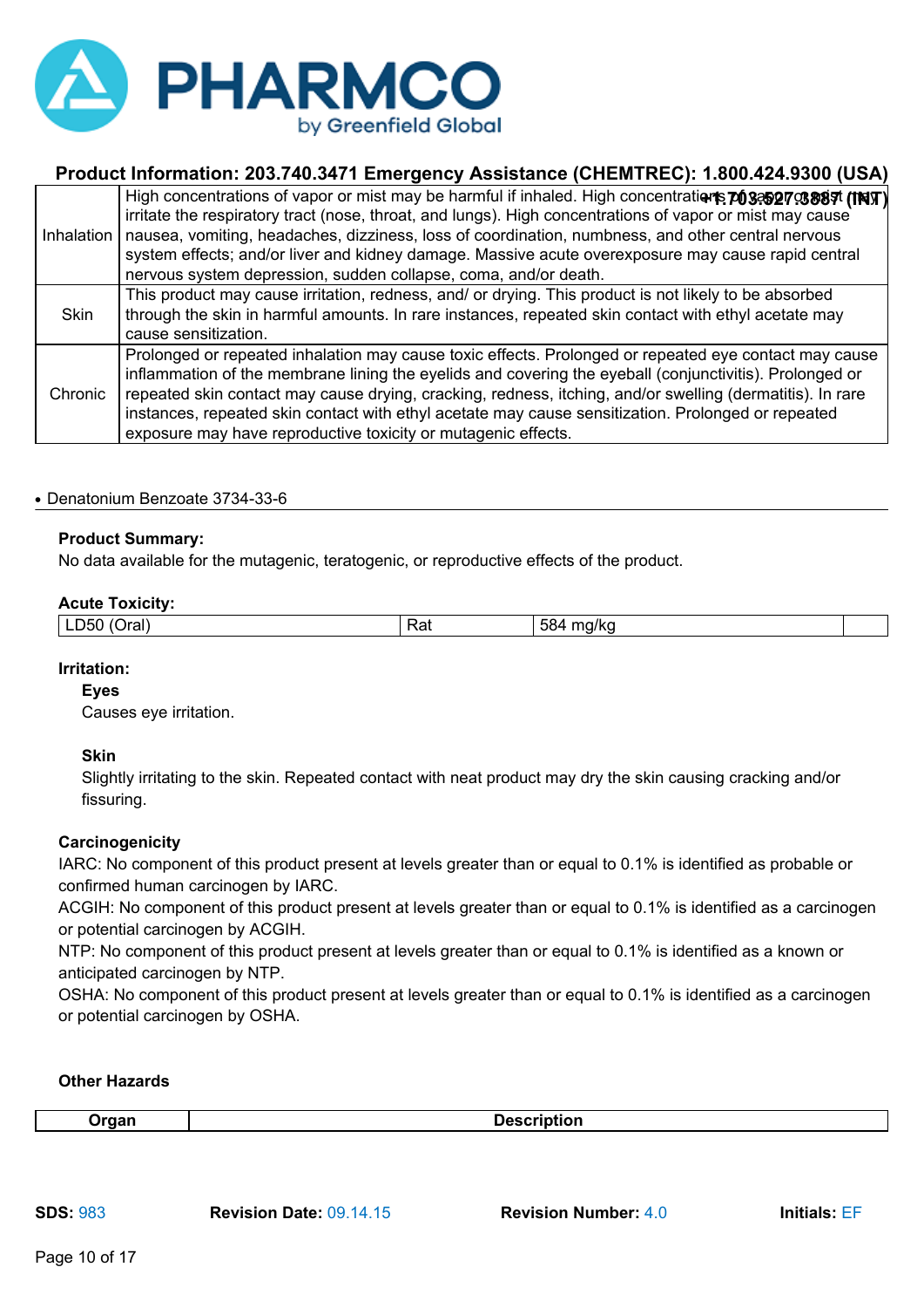| | |
|---|---|
| Inhalation | High concentrations of vapor or mist may be harmful if inhaled. High concentrations of vapor or mist may irritate the respiratory tract (nose, throat, and lungs). High concentrations of vapor or mist may cause nausea, vomiting, headaches, dizziness, loss of coordination, numbness, and other central nervous system effects; and/or liver and kidney damage. Massive acute overexposure may cause rapid central nervous system depression, sudden collapse, coma, and/or death. |
| Skin | This product may cause irritation, redness, and/ or drying. This product is not likely to be absorbed through the skin in harmful amounts. In rare instances, repeated skin contact with ethyl acetate may cause sensitization. |
| Chronic | Prolonged or repeated inhalation may cause toxic effects. Prolonged or repeated eye contact may cause inflammation of the membrane lining the eyelids and covering the eyeball (conjunctivitis). Prolonged or repeated skin contact may cause drying, cracking, redness, itching, and/or swelling (dermatitis). In rare instances, repeated skin contact with ethyl acetate may cause sensitization. Prolonged or repeated exposure may have reproductive toxicity or mutagenic effects. |

- Denatonium Benzoate 3734-33-6

**Product Summary:**

No data available for the mutagenic, teratogenic, or reproductive effects of the product.

**Acute Toxicity:**

| | | | |
|---|---|---|---|
| LD50 (Oral) | Rat | 584 mg/kg | |

**Irritation:**

**Eyes**

Causes eye irritation.

**Skin**

Slightly irritating to the skin. Repeated contact with neat product may dry the skin causing cracking and/or fissuring.

**Carcinogenicity**

IARC: No component of this product present at levels greater than or equal to 0.1% is identified as probable or confirmed human carcinogen by IARC.

ACGIH: No component of this product present at levels greater than or equal to 0.1% is identified as a carcinogen or potential carcinogen by ACGIH.

NTP: No component of this product present at levels greater than or equal to 0.1% is identified as a known or anticipated carcinogen by NTP.

OSHA: No component of this product present at levels greater than or equal to 0.1% is identified as a carcinogen or potential carcinogen by OSHA.

**Other Hazards**

| Organ | Description |
|---|---|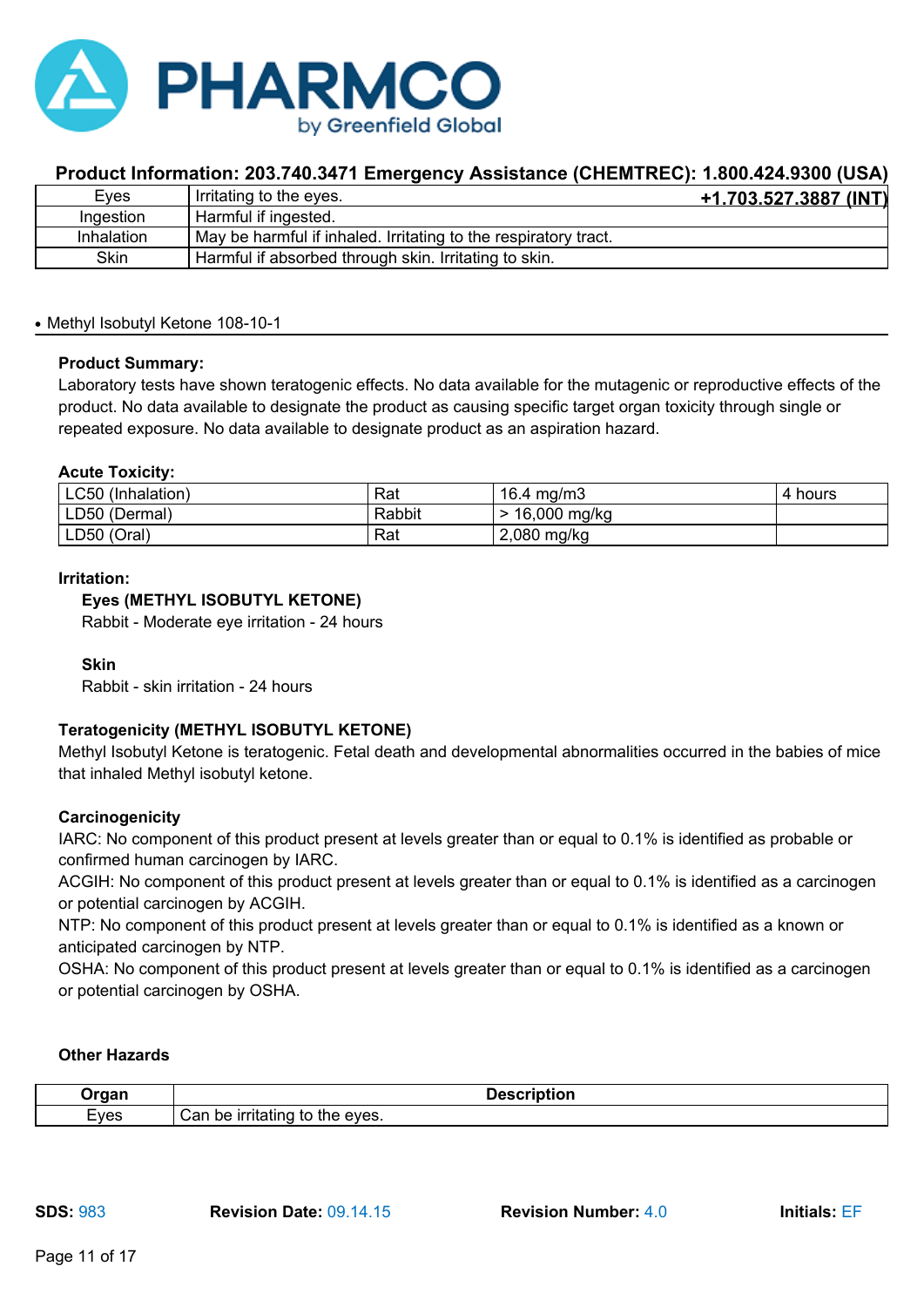| Eyes | Irritating to the eyes. |
| --- | --- |
| Ingestion | Harmful if ingested. |
| Inhalation | May be harmful if inhaled. Irritating to the respiratory tract. |
| Skin | Harmful if absorbed through skin. Irritating to skin. |

- Methyl Isobutyl Ketone 108-10-1

**Product Summary:**

Laboratory tests have shown teratogenic effects. No data available for the mutagenic or reproductive effects of the product. No data available to designate the product as causing specific target organ toxicity through single or repeated exposure. No data available to designate product as an aspiration hazard.

**Acute Toxicity:**

| LC50 (Inhalation) | Rat | 16.4 mg/m3 | 4 hours |
| --- | --- | --- | --- |
| LD50 (Dermal) | Rabbit | > 16,000 mg/kg | |
| LD50 (Oral) | Rat | 2,080 mg/kg | |

**Irritation:**

**Eyes (METHYL ISOBUTYL KETONE)**

Rabbit - Moderate eye irritation - 24 hours

**Skin**

Rabbit - skin irritation - 24 hours

**Teratogenicity (METHYL ISOBUTYL KETONE)**

Methyl Isobutyl Ketone is teratogenic. Fetal death and developmental abnormalities occurred in the babies of mice that inhaled Methyl isobutyl ketone.

**Carcinogenicity**

IARC: No component of this product present at levels greater than or equal to 0.1% is identified as probable or confirmed human carcinogen by IARC.

ACGIH: No component of this product present at levels greater than or equal to 0.1% is identified as a carcinogen or potential carcinogen by ACGIH.

NTP: No component of this product present at levels greater than or equal to 0.1% is identified as a known or anticipated carcinogen by NTP.

OSHA: No component of this product present at levels greater than or equal to 0.1% is identified as a carcinogen or potential carcinogen by OSHA.

**Other Hazards**

| Organ | Description |
| --- | --- |
| Eyes | Can be irritating to the eyes. |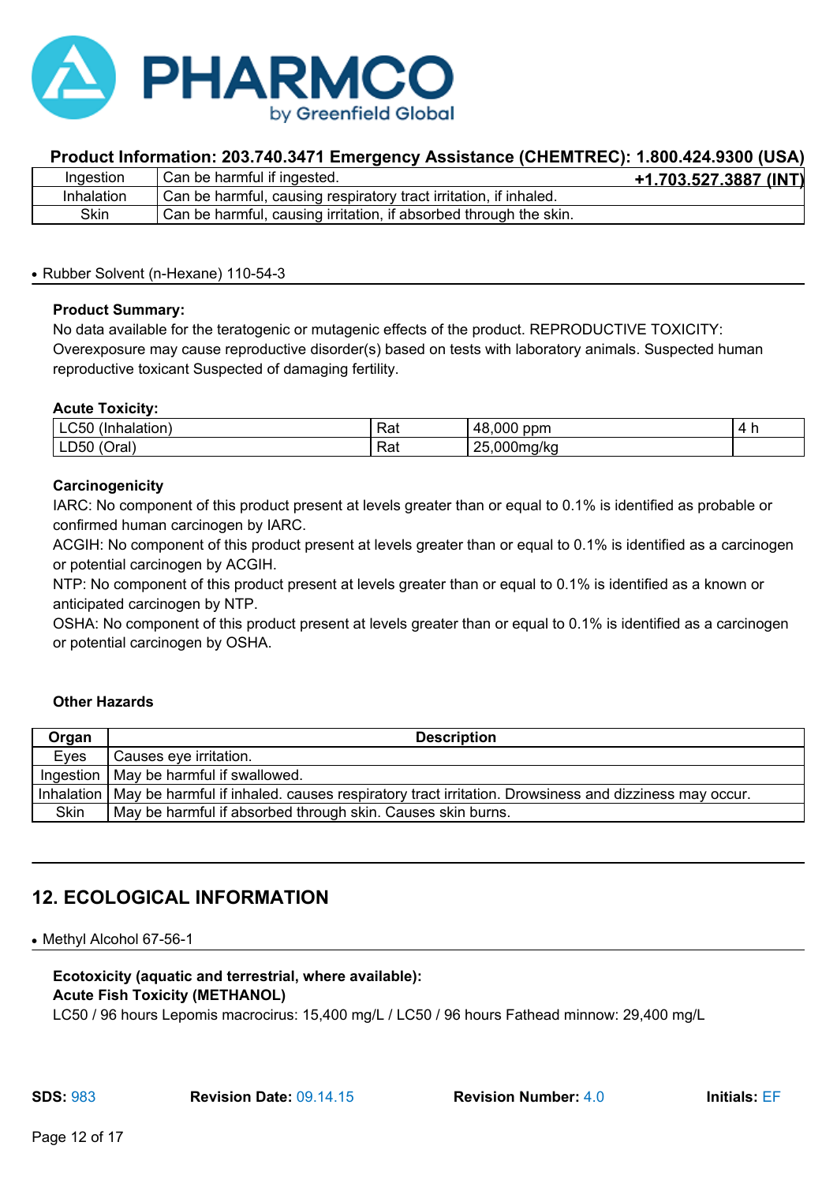| Ingestion | Can be harmful if ingested. |
| --- | --- |
| Inhalation | Can be harmful, causing respiratory tract irritation, if inhaled. |
| Skin | Can be harmful, causing irritation, if absorbed through the skin. |

- Rubber Solvent (n-Hexane) 110-54-3

**Product Summary:**
No data available for the teratogenic or mutagenic effects of the product. REPRODUCTIVE TOXICITY: Overexposure may cause reproductive disorder(s) based on tests with laboratory animals. Suspected human reproductive toxicant Suspected of damaging fertility.

**Acute Toxicity:**

| LC50 (Inhalation) | Rat | 48,000 ppm | 4 h |
| --- | --- | --- | --- |
| LD50 (Oral) | Rat | 25,000mg/kg | |

**Carcinogenicity**
IARC: No component of this product present at levels greater than or equal to 0.1% is identified as probable or confirmed human carcinogen by IARC.
ACGIH: No component of this product present at levels greater than or equal to 0.1% is identified as a carcinogen or potential carcinogen by ACGIH.
NTP: No component of this product present at levels greater than or equal to 0.1% is identified as a known or anticipated carcinogen by NTP.
OSHA: No component of this product present at levels greater than or equal to 0.1% is identified as a carcinogen or potential carcinogen by OSHA.

**Other Hazards**

| Organ | Description |
| --- | --- |
| Eyes | Causes eye irritation. |
| Ingestion | May be harmful if swallowed. |
| Inhalation | May be harmful if inhaled. causes respiratory tract irritation. Drowsiness and dizziness may occur. |
| Skin | May be harmful if absorbed through skin. Causes skin burns. |

## 12. ECOLOGICAL INFORMATION

- Methyl Alcohol 67-56-1

**Ecotoxicity (aquatic and terrestrial, where available):**
**Acute Fish Toxicity (METHANOL)**
LC50 / 96 hours Lepomis macrocirus: 15,400 mg/L / LC50 / 96 hours Fathead minnow: 29,400 mg/L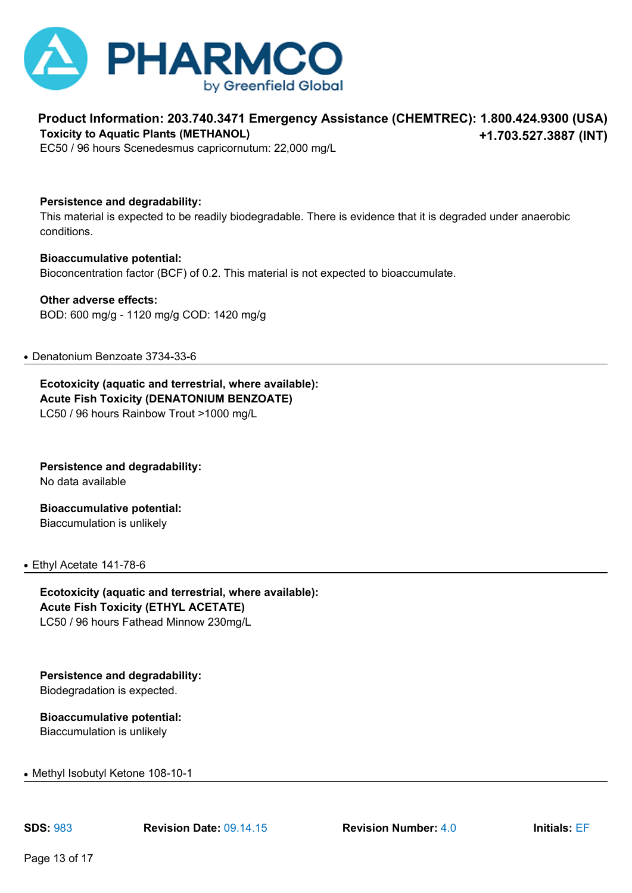**Toxicity to Aquatic Plants (METHANOL)**
EC50 / 96 hours Scenedesmus capricornutum: 22,000 mg/L

**Persistence and degradability:**
This material is expected to be readily biodegradable. There is evidence that it is degraded under anaerobic conditions.

**Bioaccumulative potential:**
Bioconcentration factor (BCF) of 0.2. This material is not expected to bioaccumulate.

**Other adverse effects:**
BOD: 600 mg/g - 1120 mg/g COD: 1420 mg/g

- Denatonium Benzoate 3734-33-6

**Ecotoxicity (aquatic and terrestrial, where available):**
**Acute Fish Toxicity (DENATONIUM BENZOATE)**
LC50 / 96 hours Rainbow Trout >1000 mg/L

**Persistence and degradability:**
No data available

**Bioaccumulative potential:**
Biaccumulation is unlikely

- Ethyl Acetate 141-78-6

**Ecotoxicity (aquatic and terrestrial, where available):**
**Acute Fish Toxicity (ETHYL ACETATE)**
LC50 / 96 hours Fathead Minnow 230mg/L

**Persistence and degradability:**
Biodegradation is expected.

**Bioaccumulative potential:**
Biaccumulation is unlikely

- Methyl Isobutyl Ketone 108-10-1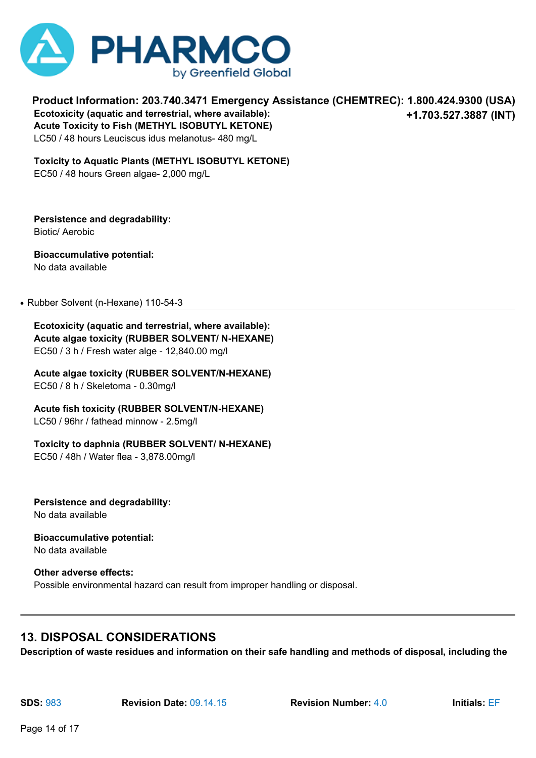**Ecotoxicity (aquatic and terrestrial, where available):**
**Acute Toxicity to Fish (METHYL ISOBUTYL KETONE)**
LC50 / 48 hours Leuciscus idus melanotus- 480 mg/L

**Toxicity to Aquatic Plants (METHYL ISOBUTYL KETONE)**
EC50 / 48 hours Green algae- 2,000 mg/L

**Persistence and degradability:**
Biotic/ Aerobic

**Bioaccumulative potential:**
No data available

- Rubber Solvent (n-Hexane) 110-54-3

**Ecotoxicity (aquatic and terrestrial, where available):**
**Acute algae toxicity (RUBBER SOLVENT/ N-HEXANE)**
EC50 / 3 h / Fresh water alge - 12,840.00 mg/l

**Acute algae toxicity (RUBBER SOLVENT/N-HEXANE)**
EC50 / 8 h / Skeletoma - 0.30mg/l

**Acute fish toxicity (RUBBER SOLVENT/N-HEXANE)**
LC50 / 96hr / fathead minnow - 2.5mg/l

**Toxicity to daphnia (RUBBER SOLVENT/ N-HEXANE)**
EC50 / 48h / Water flea - 3,878.00mg/l

**Persistence and degradability:**
No data available

**Bioaccumulative potential:**
No data available

**Other adverse effects:**
Possible environmental hazard can result from improper handling or disposal.

## 13. DISPOSAL CONSIDERATIONS

**Description of waste residues and information on their safe handling and methods of disposal, including the**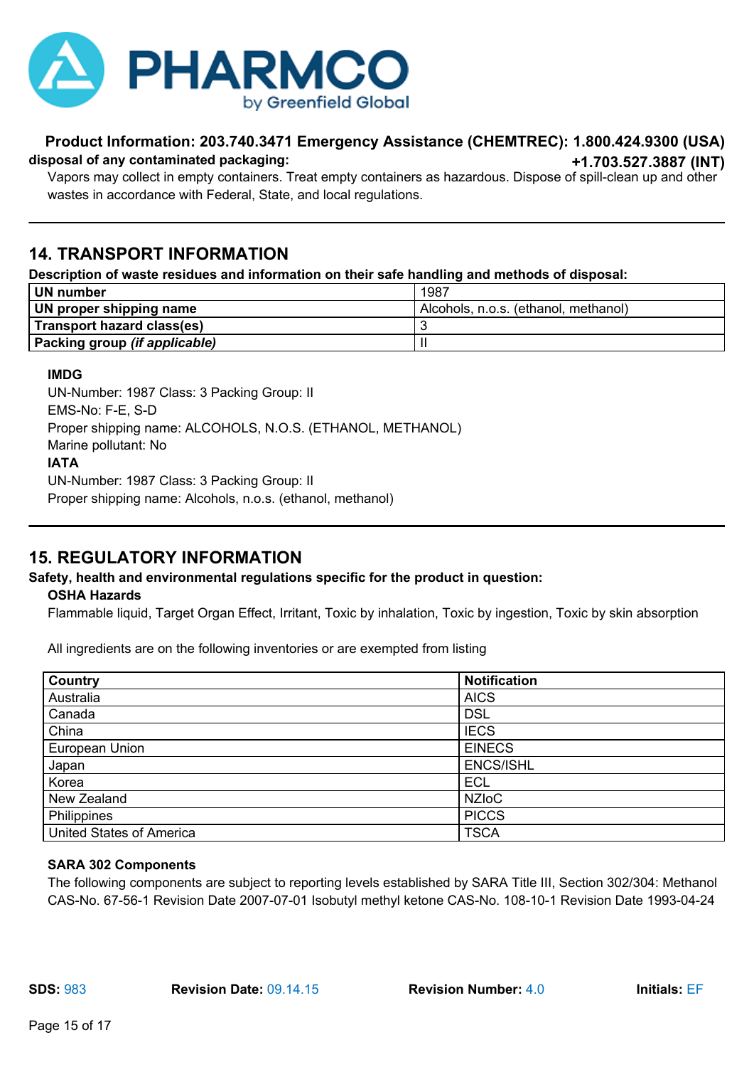**disposal of any contaminated packaging:**

Vapors may collect in empty containers. Treat empty containers as hazardous. Dispose of spill-clean up and other wastes in accordance with Federal, State, and local regulations.

## 14. TRANSPORT INFORMATION

**Description of waste residues and information on their safe handling and methods of disposal:**

| | |
|---|---|
| **UN number** | 1987 |
| **UN proper shipping name** | Alcohols, n.o.s. (ethanol, methanol) |
| **Transport hazard class(es)** | 3 |
| **Packing group *(if applicable)*** | II |

**IMDG**

UN-Number: 1987 Class: 3 Packing Group: II
EMS-No: F-E, S-D
Proper shipping name: ALCOHOLS, N.O.S. (ETHANOL, METHANOL)
Marine pollutant: No

**IATA**

UN-Number: 1987 Class: 3 Packing Group: II
Proper shipping name: Alcohols, n.o.s. (ethanol, methanol)

## 15. REGULATORY INFORMATION

**Safety, health and environmental regulations specific for the product in question:**

**OSHA Hazards**

Flammable liquid, Target Organ Effect, Irritant, Toxic by inhalation, Toxic by ingestion, Toxic by skin absorption

All ingredients are on the following inventories or are exempted from listing

| Country | Notification |
|---|---|
| Australia | AICS |
| Canada | DSL |
| China | IECS |
| European Union | EINECS |
| Japan | ENCS/ISHL |
| Korea | ECL |
| New Zealand | NZIoC |
| Philippines | PICCS |
| United States of America | TSCA |

**SARA 302 Components**

The following components are subject to reporting levels established by SARA Title III, Section 302/304: Methanol CAS-No. 67-56-1 Revision Date 2007-07-01 Isobutyl methyl ketone CAS-No. 108-10-1 Revision Date 1993-04-24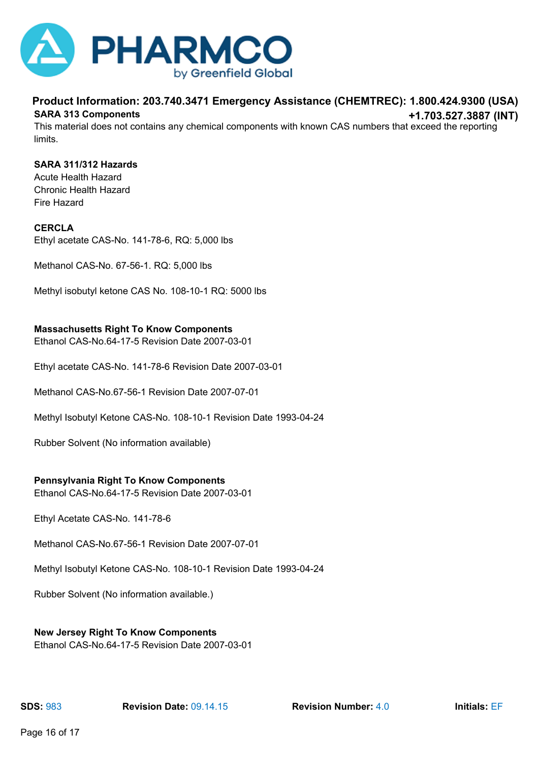**SARA 313 Components**

This material does not contains any chemical components with known CAS numbers that exceed the reporting limits.

**SARA 311/312 Hazards**

Acute Health Hazard

Chronic Health Hazard

Fire Hazard

**CERCLA**

Ethyl acetate CAS-No. 141-78-6, RQ: 5,000 lbs

Methanol CAS-No. 67-56-1. RQ: 5,000 lbs

Methyl isobutyl ketone CAS No. 108-10-1 RQ: 5000 lbs

**Massachusetts Right To Know Components**

Ethanol CAS-No.64-17-5 Revision Date 2007-03-01

Ethyl acetate CAS-No. 141-78-6 Revision Date 2007-03-01

Methanol CAS-No.67-56-1 Revision Date 2007-07-01

Methyl Isobutyl Ketone CAS-No. 108-10-1 Revision Date 1993-04-24

Rubber Solvent (No information available)

**Pennsylvania Right To Know Components**

Ethanol CAS-No.64-17-5 Revision Date 2007-03-01

Ethyl Acetate CAS-No. 141-78-6

Methanol CAS-No.67-56-1 Revision Date 2007-07-01

Methyl Isobutyl Ketone CAS-No. 108-10-1 Revision Date 1993-04-24

Rubber Solvent (No information available.)

**New Jersey Right To Know Components**

Ethanol CAS-No.64-17-5 Revision Date 2007-03-01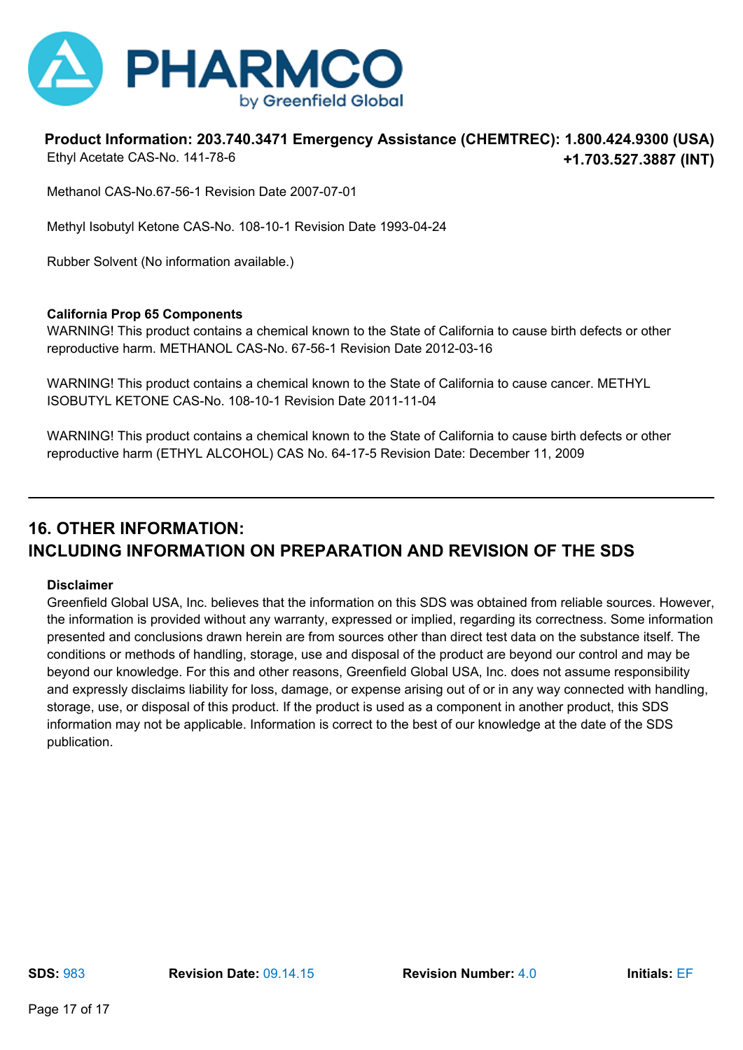**Product Information: 203.740.3471 Emergency Assistance (CHEMTREC): 1.800.424.9300 (USA)**
**+1.703.527.3887 (INT)**

Ethyl Acetate CAS-No. 141-78-6

Methanol CAS-No.67-56-1 Revision Date 2007-07-01

Methyl Isobutyl Ketone CAS-No. 108-10-1 Revision Date 1993-04-24

Rubber Solvent (No information available.)

**California Prop 65 Components**

WARNING! This product contains a chemical known to the State of California to cause birth defects or other reproductive harm. METHANOL CAS-No. 67-56-1 Revision Date 2012-03-16

WARNING! This product contains a chemical known to the State of California to cause cancer. METHYL ISOBUTYL KETONE CAS-No. 108-10-1 Revision Date 2011-11-04

WARNING! This product contains a chemical known to the State of California to cause birth defects or other reproductive harm (ETHYL ALCOHOL) CAS No. 64-17-5 Revision Date: December 11, 2009

## 16. OTHER INFORMATION: INCLUDING INFORMATION ON PREPARATION AND REVISION OF THE SDS

**Disclaimer**

Greenfield Global USA, Inc. believes that the information on this SDS was obtained from reliable sources. However, the information is provided without any warranty, expressed or implied, regarding its correctness. Some information presented and conclusions drawn herein are from sources other than direct test data on the substance itself. The conditions or methods of handling, storage, use and disposal of the product are beyond our control and may be beyond our knowledge. For this and other reasons, Greenfield Global USA, Inc. does not assume responsibility and expressly disclaims liability for loss, damage, or expense arising out of or in any way connected with handling, storage, use, or disposal of this product. If the product is used as a component in another product, this SDS information may not be applicable. Information is correct to the best of our knowledge at the date of the SDS publication.

**SDS:** 983 **Revision Date:** 09.14.15 **Revision Number:** 4.0 **Initials:** EF